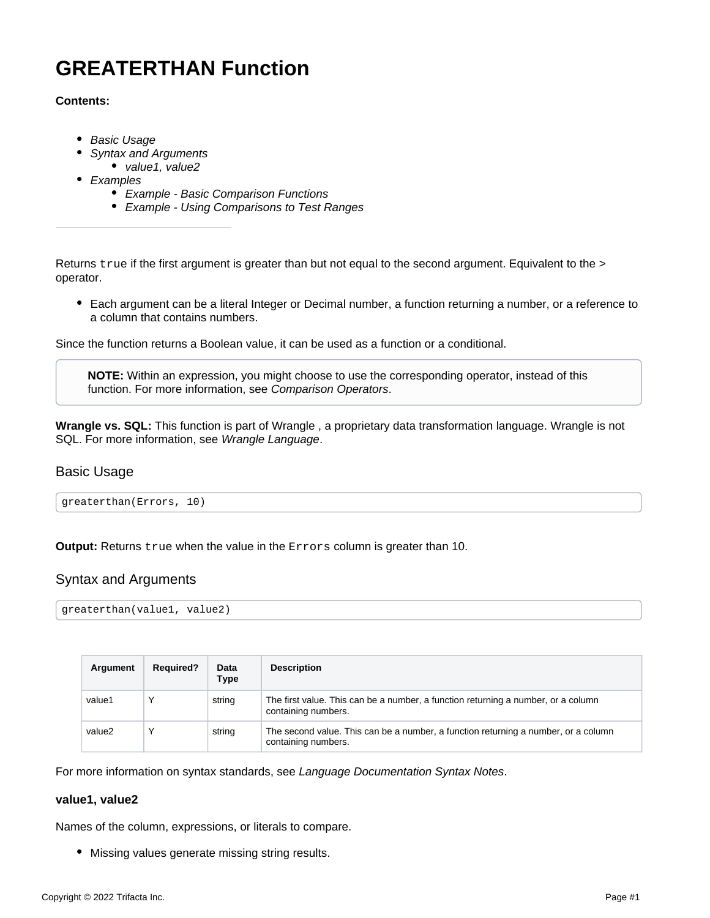# GREATERTHAN Function

**Contents:**

- *Basic Usage*
- *Syntax and Arguments*
    - *value1, value2*
- *Examples*
    - *Example - Basic Comparison Functions*
    - *Example - Using Comparisons to Test Ranges*

---

Returns `true` if the first argument is greater than but not equal to the second argument. Equivalent to the > operator.

- Each argument can be a literal Integer or Decimal number, a function returning a number, or a reference to a column that contains numbers.

Since the function returns a Boolean value, it can be used as a function or a conditional.

> **NOTE:** Within an expression, you might choose to use the corresponding operator, instead of this function. For more information, see *Comparison Operators*.

**Wrangle vs. SQL:** This function is part of Wrangle , a proprietary data transformation language. Wrangle is not SQL. For more information, see *Wrangle Language*.

## Basic Usage

```
greaterthan(Errors, 10)
```

**Output:** Returns `true` when the value in the `Errors` column is greater than 10.

## Syntax and Arguments

```
greaterthan(value1, value2)
```

| Argument | Required? | Data Type | Description |
| --- | --- | --- | --- |
| value1 | Y | string | The first value. This can be a number, a function returning a number, or a column containing numbers. |
| value2 | Y | string | The second value. This can be a number, a function returning a number, or a column containing numbers. |

For more information on syntax standards, see *Language Documentation Syntax Notes*.

### value1, value2

Names of the column, expressions, or literals to compare.

- Missing values generate missing string results.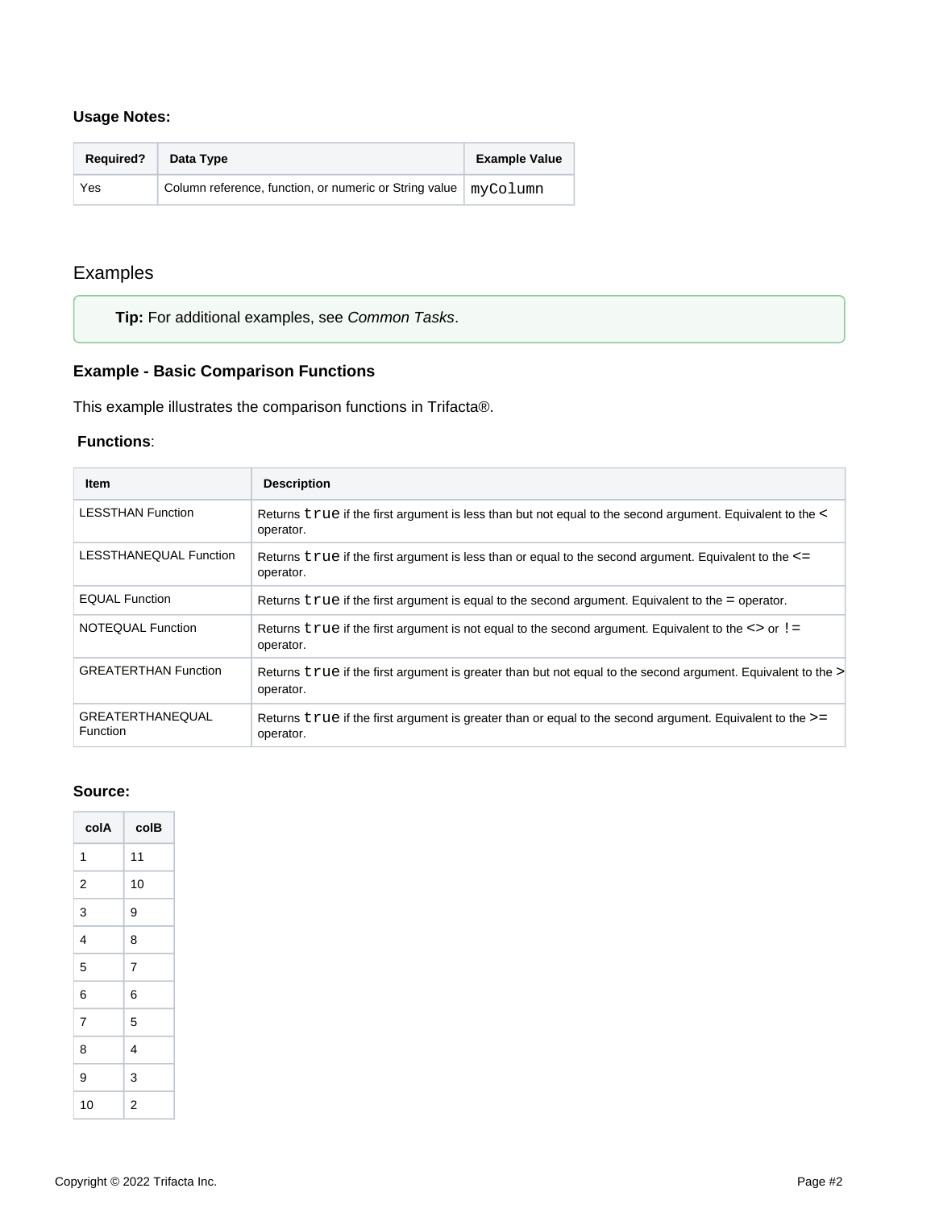**Usage Notes:**

| Required? | Data Type | Example Value |
| --- | --- | --- |
| Yes | Column reference, function, or numeric or String value | `myColumn` |

## Examples

**Tip:** For additional examples, see *Common Tasks*.

### Example - Basic Comparison Functions

This example illustrates the comparison functions in Trifacta®.

**Functions**:

| Item | Description |
| --- | --- |
| LESSTHAN Function | Returns `true` if the first argument is less than but not equal to the second argument. Equivalent to the `<` operator. |
| LESSTHANEQUAL Function | Returns `true` if the first argument is less than or equal to the second argument. Equivalent to the `<=` operator. |
| EQUAL Function | Returns `true` if the first argument is equal to the second argument. Equivalent to the `=` operator. |
| NOTEQUAL Function | Returns `true` if the first argument is not equal to the second argument. Equivalent to the `<>` or `!=` operator. |
| GREATERTHAN Function | Returns `true` if the first argument is greater than but not equal to the second argument. Equivalent to the `>` operator. |
| GREATERTHANEQUAL Function | Returns `true` if the first argument is greater than or equal to the second argument. Equivalent to the `>=` operator. |

**Source:**

| colA | colB |
| --- | --- |
| 1 | 11 |
| 2 | 10 |
| 3 | 9 |
| 4 | 8 |
| 5 | 7 |
| 6 | 6 |
| 7 | 5 |
| 8 | 4 |
| 9 | 3 |
| 10 | 2 |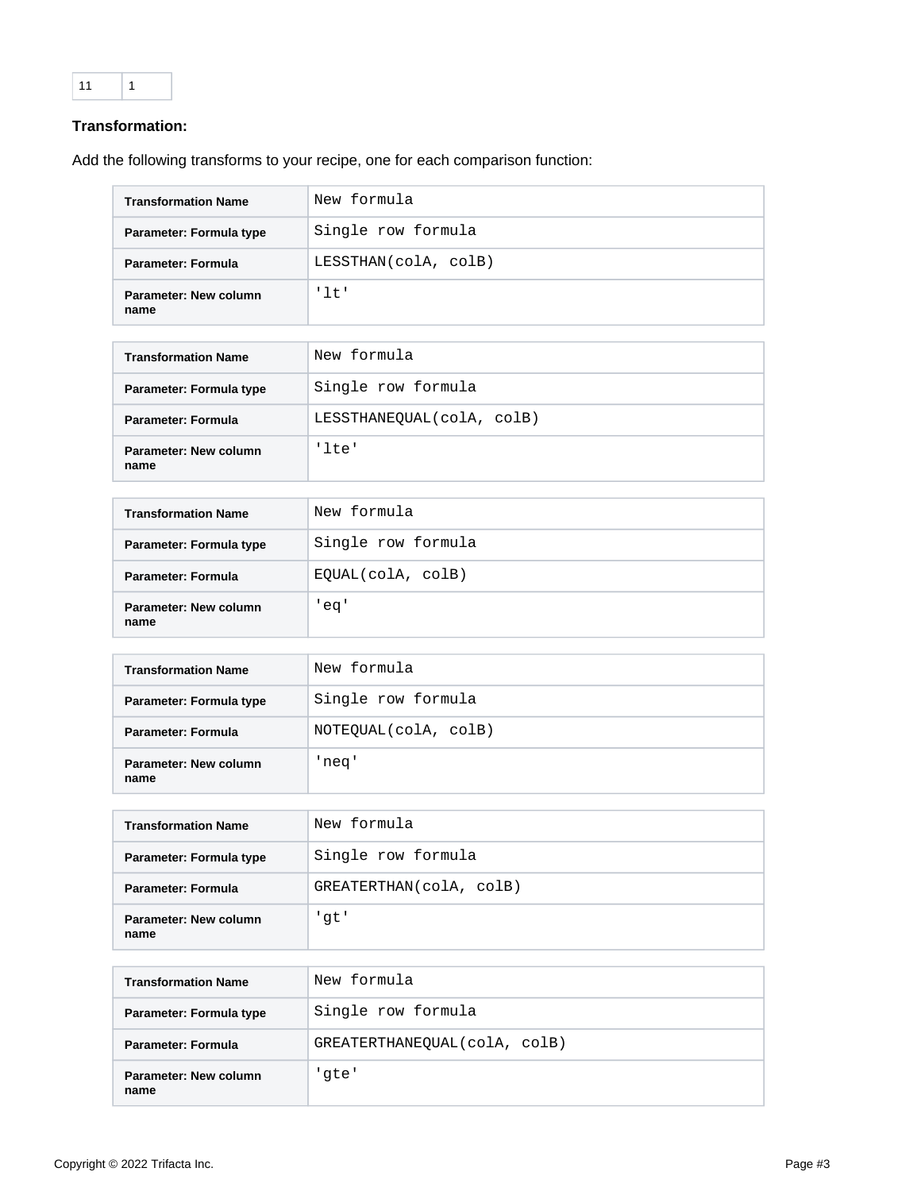| 11 | 1 |
| --- | --- |

**Transformation:**

Add the following transforms to your recipe, one for each comparison function:

| Transformation Name | `New formula` |
| --- | --- |
| Parameter: Formula type | `Single row formula` |
| Parameter: Formula | `LESSTHAN(colA, colB)` |
| Parameter: New column name | `'lt'` |

| Transformation Name | `New formula` |
| --- | --- |
| Parameter: Formula type | `Single row formula` |
| Parameter: Formula | `LESSTHANEQUAL(colA, colB)` |
| Parameter: New column name | `'lte'` |

| Transformation Name | `New formula` |
| --- | --- |
| Parameter: Formula type | `Single row formula` |
| Parameter: Formula | `EQUAL(colA, colB)` |
| Parameter: New column name | `'eq'` |

| Transformation Name | `New formula` |
| --- | --- |
| Parameter: Formula type | `Single row formula` |
| Parameter: Formula | `NOTEQUAL(colA, colB)` |
| Parameter: New column name | `'neq'` |

| Transformation Name | `New formula` |
| --- | --- |
| Parameter: Formula type | `Single row formula` |
| Parameter: Formula | `GREATERTHAN(colA, colB)` |
| Parameter: New column name | `'gt'` |

| Transformation Name | `New formula` |
| --- | --- |
| Parameter: Formula type | `Single row formula` |
| Parameter: Formula | `GREATERTHANEQUAL(colA, colB)` |
| Parameter: New column name | `'gte'` |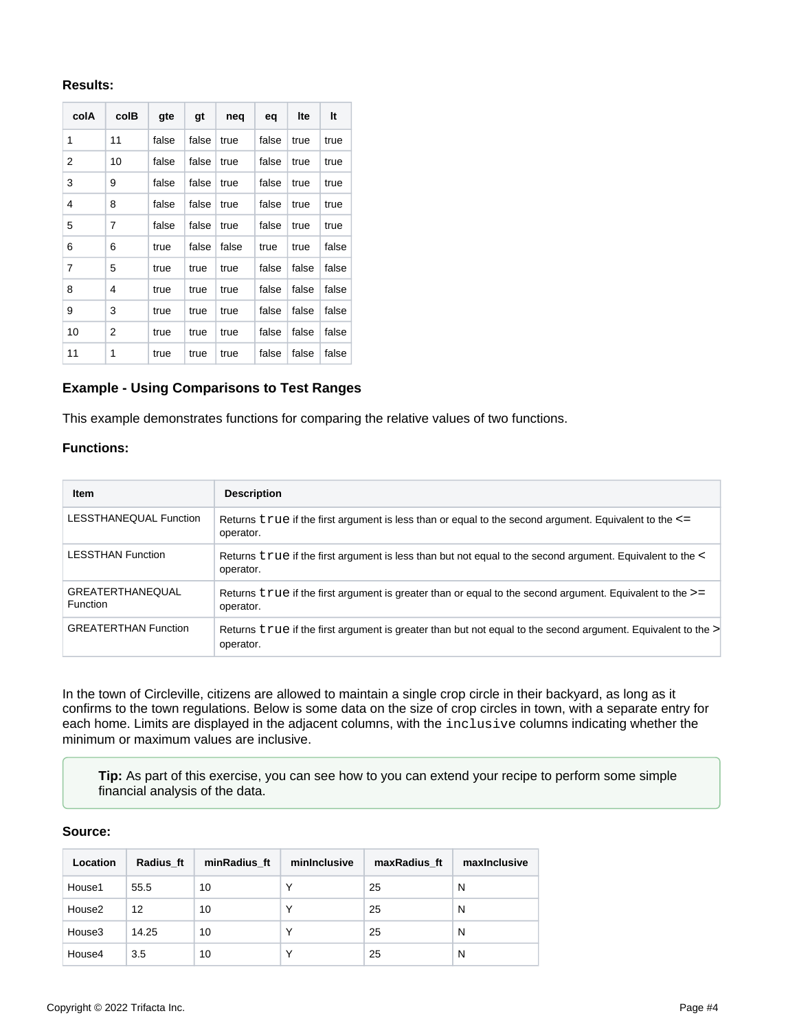**Results:**

| colA | colB | gte | gt | neq | eq | lte | lt |
| --- | --- | --- | --- | --- | --- | --- | --- |
| 1 | 11 | false | false | true | false | true | true |
| 2 | 10 | false | false | true | false | true | true |
| 3 | 9 | false | false | true | false | true | true |
| 4 | 8 | false | false | true | false | true | true |
| 5 | 7 | false | false | true | false | true | true |
| 6 | 6 | true | false | false | true | true | false |
| 7 | 5 | true | true | true | false | false | false |
| 8 | 4 | true | true | true | false | false | false |
| 9 | 3 | true | true | true | false | false | false |
| 10 | 2 | true | true | true | false | false | false |
| 11 | 1 | true | true | true | false | false | false |

### Example - Using Comparisons to Test Ranges

This example demonstrates functions for comparing the relative values of two functions.

**Functions:**

| Item | Description |
| --- | --- |
| LESSTHANEQUAL Function | Returns `true` if the first argument is less than or equal to the second argument. Equivalent to the <= operator. |
| LESSTHAN Function | Returns `true` if the first argument is less than but not equal to the second argument. Equivalent to the < operator. |
| GREATERTHANEQUAL Function | Returns `true` if the first argument is greater than or equal to the second argument. Equivalent to the >= operator. |
| GREATERTHAN Function | Returns `true` if the first argument is greater than but not equal to the second argument. Equivalent to the > operator. |

In the town of Circleville, citizens are allowed to maintain a single crop circle in their backyard, as long as it confirms to the town regulations. Below is some data on the size of crop circles in town, with a separate entry for each home. Limits are displayed in the adjacent columns, with the `inclusive` columns indicating whether the minimum or maximum values are inclusive.

> **Tip:** As part of this exercise, you can see how to you can extend your recipe to perform some simple financial analysis of the data.

**Source:**

| Location | Radius_ft | minRadius_ft | minInclusive | maxRadius_ft | maxInclusive |
| --- | --- | --- | --- | --- | --- |
| House1 | 55.5 | 10 | Y | 25 | N |
| House2 | 12 | 10 | Y | 25 | N |
| House3 | 14.25 | 10 | Y | 25 | N |
| House4 | 3.5 | 10 | Y | 25 | N |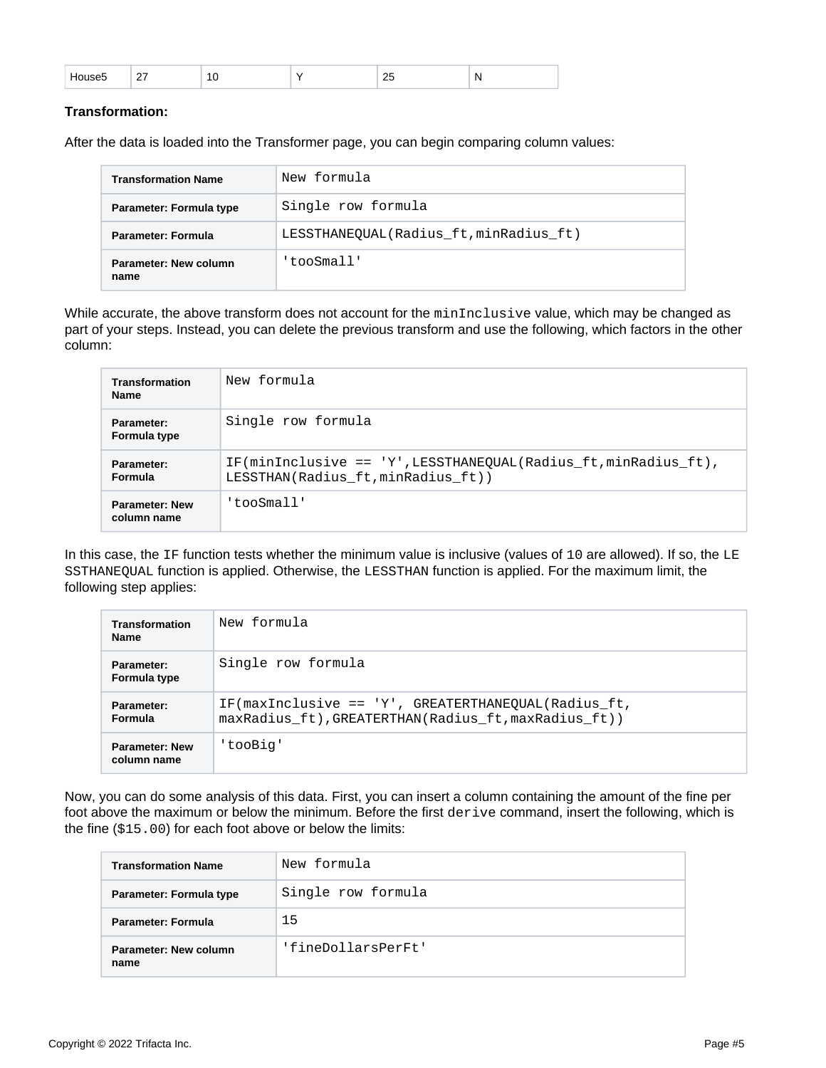| House5 | 27 | 10 | Y | 25 | N |
|---|---|---|---|---|---|

**Transformation:**

After the data is loaded into the Transformer page, you can begin comparing column values:

| Transformation Name | New formula |
|---|---|
| Parameter: Formula type | Single row formula |
| Parameter: Formula | LESSTHANEQUAL(Radius_ft,minRadius_ft) |
| Parameter: New column name | 'tooSmall' |

While accurate, the above transform does not account for the `minInclusive` value, which may be changed as part of your steps. Instead, you can delete the previous transform and use the following, which factors in the other column:

| Transformation Name | New formula |
|---|---|
| Parameter: Formula type | Single row formula |
| Parameter: Formula | IF(minInclusive == 'Y',LESSTHANEQUAL(Radius_ft,minRadius_ft), LESSTHAN(Radius_ft,minRadius_ft)) |
| Parameter: New column name | 'tooSmall' |

In this case, the `IF` function tests whether the minimum value is inclusive (values of `10` are allowed). If so, the `LESSTHANEQUAL` function is applied. Otherwise, the `LESSTHAN` function is applied. For the maximum limit, the following step applies:

| Transformation Name | New formula |
|---|---|
| Parameter: Formula type | Single row formula |
| Parameter: Formula | IF(maxInclusive == 'Y', GREATERTHANEQUAL(Radius_ft, maxRadius_ft),GREATERTHAN(Radius_ft,maxRadius_ft)) |
| Parameter: New column name | 'tooBig' |

Now, you can do some analysis of this data. First, you can insert a column containing the amount of the fine per foot above the maximum or below the minimum. Before the first `derive` command, insert the following, which is the fine (`$15.00`) for each foot above or below the limits:

| Transformation Name | New formula |
|---|---|
| Parameter: Formula type | Single row formula |
| Parameter: Formula | 15 |
| Parameter: New column name | 'fineDollarsPerFt' |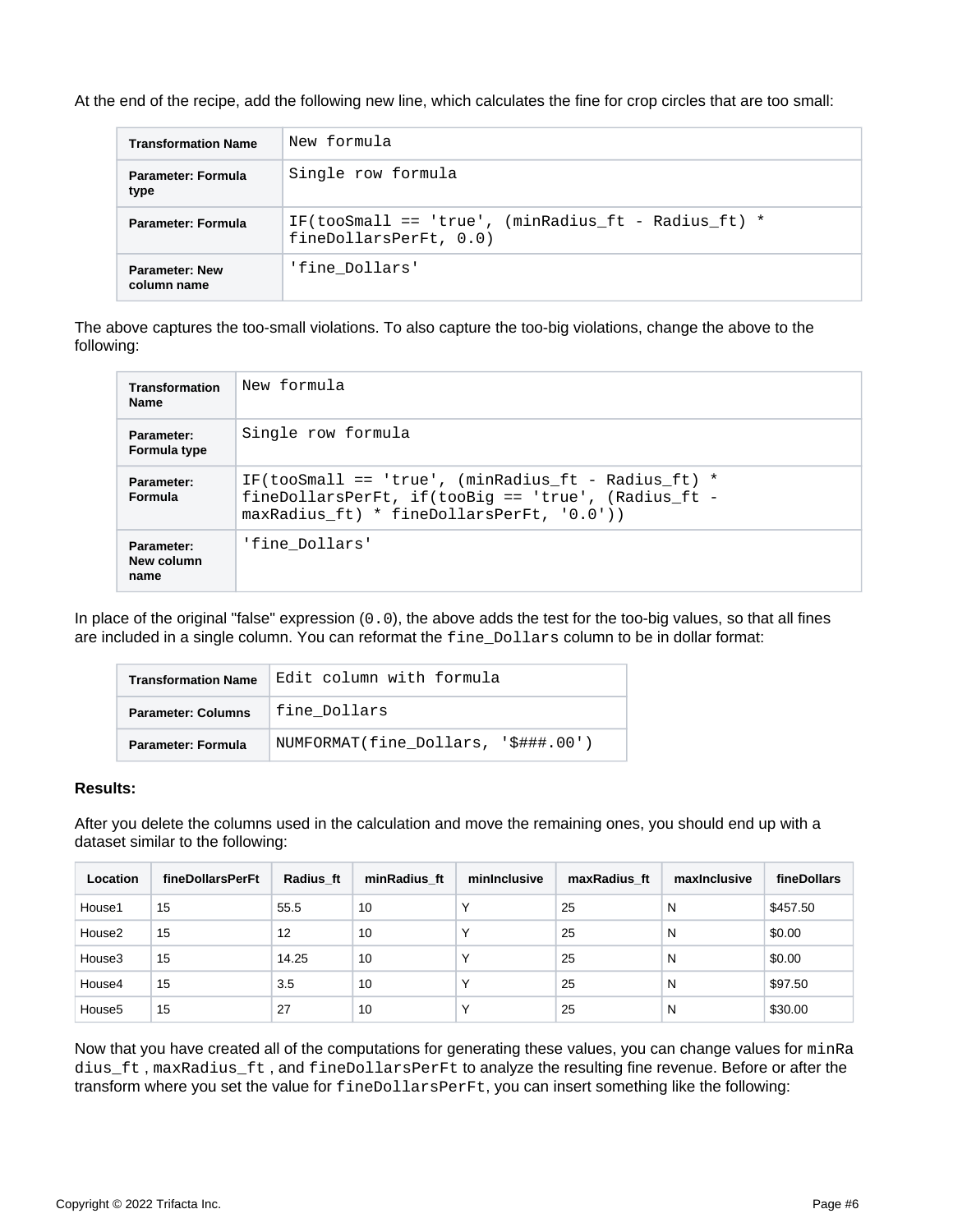At the end of the recipe, add the following new line, which calculates the fine for crop circles that are too small:

| Transformation Name | New formula |
| --- | --- |
| Parameter: Formula type | Single row formula |
| Parameter: Formula | IF(tooSmall == 'true', (minRadius_ft - Radius_ft) * fineDollarsPerFt, 0.0) |
| Parameter: New column name | 'fine_Dollars' |

The above captures the too-small violations. To also capture the too-big violations, change the above to the following:

| Transformation Name | New formula |
| --- | --- |
| Parameter: Formula type | Single row formula |
| Parameter: Formula | IF(tooSmall == 'true', (minRadius_ft - Radius_ft) * fineDollarsPerFt, if(tooBig == 'true', (Radius_ft - maxRadius_ft) * fineDollarsPerFt, '0.0')) |
| Parameter: New column name | 'fine_Dollars' |

In place of the original "false" expression (`0.0`), the above adds the test for the too-big values, so that all fines are included in a single column. You can reformat the `fine_Dollars` column to be in dollar format:

| Transformation Name | Edit column with formula |
| --- | --- |
| Parameter: Columns | fine_Dollars |
| Parameter: Formula | NUMFORMAT(fine_Dollars, '$###.00') |

**Results:**

After you delete the columns used in the calculation and move the remaining ones, you should end up with a dataset similar to the following:

| Location | fineDollarsPerFt | Radius_ft | minRadius_ft | minInclusive | maxRadius_ft | maxInclusive | fineDollars |
| --- | --- | --- | --- | --- | --- | --- | --- |
| House1 | 15 | 55.5 | 10 | Y | 25 | N | $457.50 |
| House2 | 15 | 12 | 10 | Y | 25 | N | $0.00 |
| House3 | 15 | 14.25 | 10 | Y | 25 | N | $0.00 |
| House4 | 15 | 3.5 | 10 | Y | 25 | N | $97.50 |
| House5 | 15 | 27 | 10 | Y | 25 | N | $30.00 |

Now that you have created all of the computations for generating these values, you can change values for `minRadius_ft`, `maxRadius_ft`, and `fineDollarsPerFt` to analyze the resulting fine revenue. Before or after the transform where you set the value for `fineDollarsPerFt`, you can insert something like the following: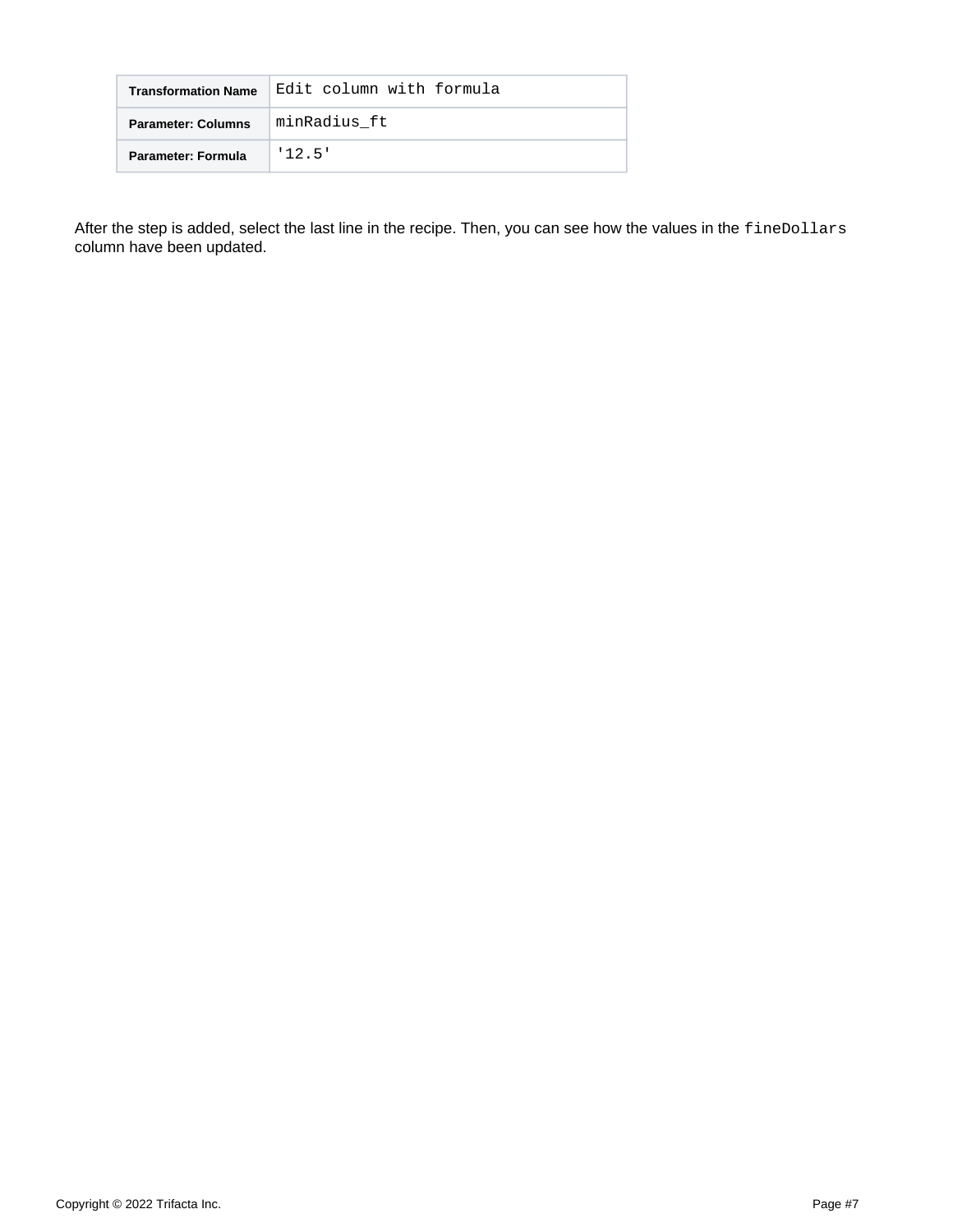| | |
|---|---|
| **Transformation Name** | `Edit column with formula` |
| **Parameter: Columns** | `minRadius_ft` |
| **Parameter: Formula** | `'12.5'` |

After the step is added, select the last line in the recipe. Then, you can see how the values in the `fineDollars` column have been updated.